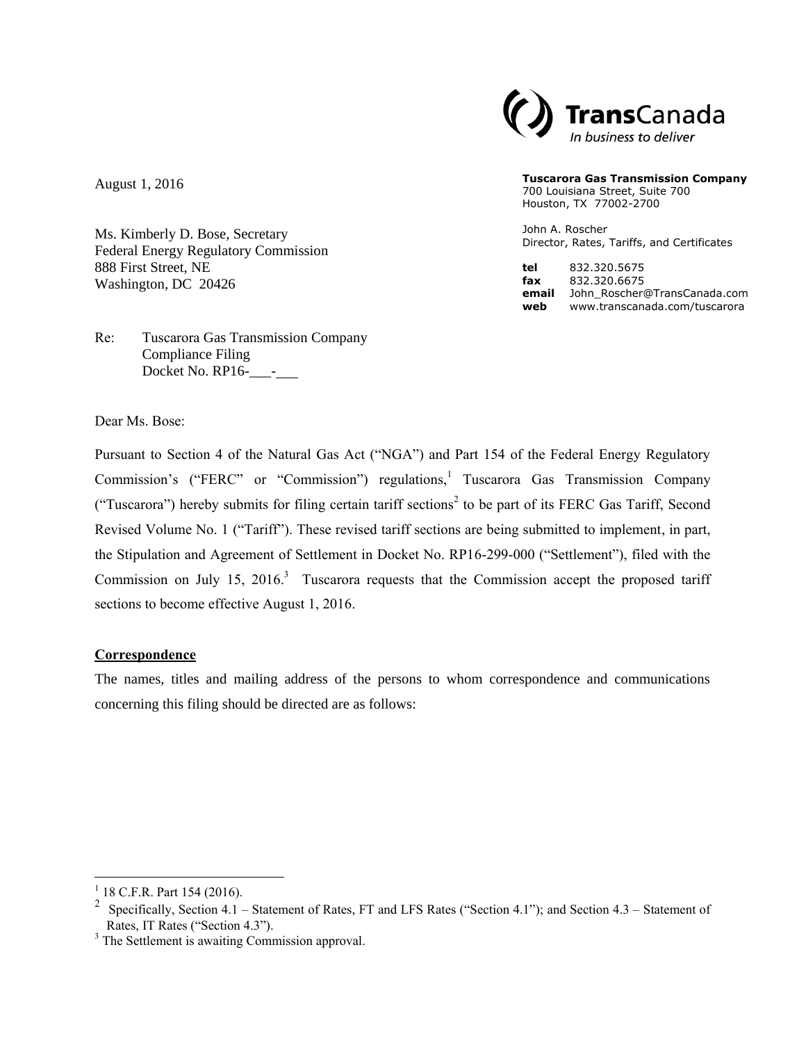**TransCanada**
*In business to deliver*

**Tuscarora Gas Transmission Company**
700 Louisiana Street, Suite 700
Houston, TX 77002-2700

John A. Roscher
Director, Rates, Tariffs, and Certificates

**tel** 832.320.5675
**fax** 832.320.6675
**email** John_Roscher@TransCanada.com
**web** www.transcanada.com/tuscarora

August 1, 2016

Ms. Kimberly D. Bose, Secretary
Federal Energy Regulatory Commission
888 First Street, NE
Washington, DC 20426

Re: Tuscarora Gas Transmission Company
Compliance Filing
Docket No. RP16-\_\_\_-\_\_\_

Dear Ms. Bose:

Pursuant to Section 4 of the Natural Gas Act ("NGA") and Part 154 of the Federal Energy Regulatory Commission's ("FERC" or "Commission") regulations,[1] Tuscarora Gas Transmission Company ("Tuscarora") hereby submits for filing certain tariff sections[2] to be part of its FERC Gas Tariff, Second Revised Volume No. 1 ("Tariff"). These revised tariff sections are being submitted to implement, in part, the Stipulation and Agreement of Settlement in Docket No. RP16-299-000 ("Settlement"), filed with the Commission on July 15, 2016.[3] Tuscarora requests that the Commission accept the proposed tariff sections to become effective August 1, 2016.

**Correspondence**

The names, titles and mailing address of the persons to whom correspondence and communications concerning this filing should be directed are as follows:

---

[1] 18 C.F.R. Part 154 (2016).

[2] Specifically, Section 4.1 – Statement of Rates, FT and LFS Rates ("Section 4.1"); and Section 4.3 – Statement of Rates, IT Rates ("Section 4.3").

[3] The Settlement is awaiting Commission approval.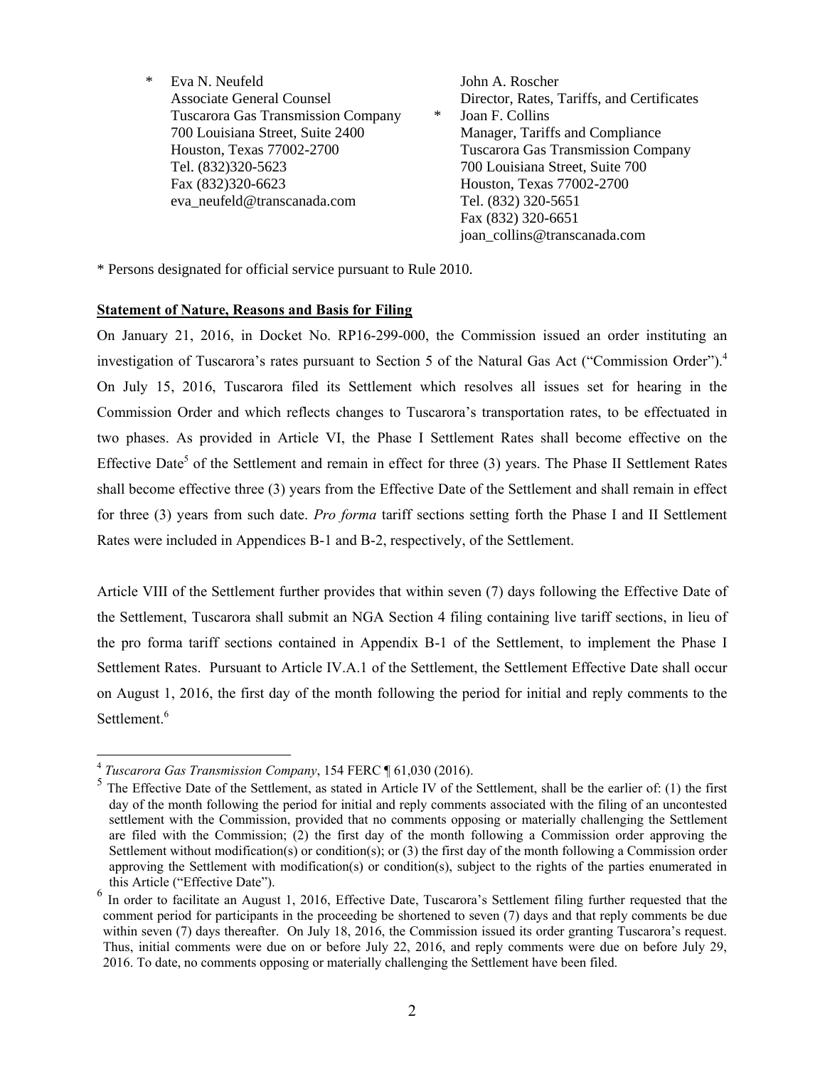\* Eva N. Neufeld
Associate General Counsel
Tuscarora Gas Transmission Company
700 Louisiana Street, Suite 2400
Houston, Texas 77002-2700
Tel. (832)320-5623
Fax (832)320-6623
eva_neufeld@transcanada.com

John A. Roscher
Director, Rates, Tariffs, and Certificates
\* Joan F. Collins
Manager, Tariffs and Compliance
Tuscarora Gas Transmission Company
700 Louisiana Street, Suite 700
Houston, Texas 77002-2700
Tel. (832) 320-5651
Fax (832) 320-6651
joan_collins@transcanada.com

\* Persons designated for official service pursuant to Rule 2010.

**Statement of Nature, Reasons and Basis for Filing**

On January 21, 2016, in Docket No. RP16-299-000, the Commission issued an order instituting an investigation of Tuscarora's rates pursuant to Section 5 of the Natural Gas Act ("Commission Order").[4] On July 15, 2016, Tuscarora filed its Settlement which resolves all issues set for hearing in the Commission Order and which reflects changes to Tuscarora's transportation rates, to be effectuated in two phases. As provided in Article VI, the Phase I Settlement Rates shall become effective on the Effective Date[5] of the Settlement and remain in effect for three (3) years. The Phase II Settlement Rates shall become effective three (3) years from the Effective Date of the Settlement and shall remain in effect for three (3) years from such date. *Pro forma* tariff sections setting forth the Phase I and II Settlement Rates were included in Appendices B-1 and B-2, respectively, of the Settlement.

Article VIII of the Settlement further provides that within seven (7) days following the Effective Date of the Settlement, Tuscarora shall submit an NGA Section 4 filing containing live tariff sections, in lieu of the pro forma tariff sections contained in Appendix B-1 of the Settlement, to implement the Phase I Settlement Rates. Pursuant to Article IV.A.1 of the Settlement, the Settlement Effective Date shall occur on August 1, 2016, the first day of the month following the period for initial and reply comments to the Settlement.[6]

---

[4] *Tuscarora Gas Transmission Company*, 154 FERC ¶ 61,030 (2016).

[5] The Effective Date of the Settlement, as stated in Article IV of the Settlement, shall be the earlier of: (1) the first day of the month following the period for initial and reply comments associated with the filing of an uncontested settlement with the Commission, provided that no comments opposing or materially challenging the Settlement are filed with the Commission; (2) the first day of the month following a Commission order approving the Settlement without modification(s) or condition(s); or (3) the first day of the month following a Commission order approving the Settlement with modification(s) or condition(s), subject to the rights of the parties enumerated in this Article ("Effective Date").

[6] In order to facilitate an August 1, 2016, Effective Date, Tuscarora's Settlement filing further requested that the comment period for participants in the proceeding be shortened to seven (7) days and that reply comments be due within seven (7) days thereafter. On July 18, 2016, the Commission issued its order granting Tuscarora's request. Thus, initial comments were due on or before July 22, 2016, and reply comments were due on before July 29, 2016. To date, no comments opposing or materially challenging the Settlement have been filed.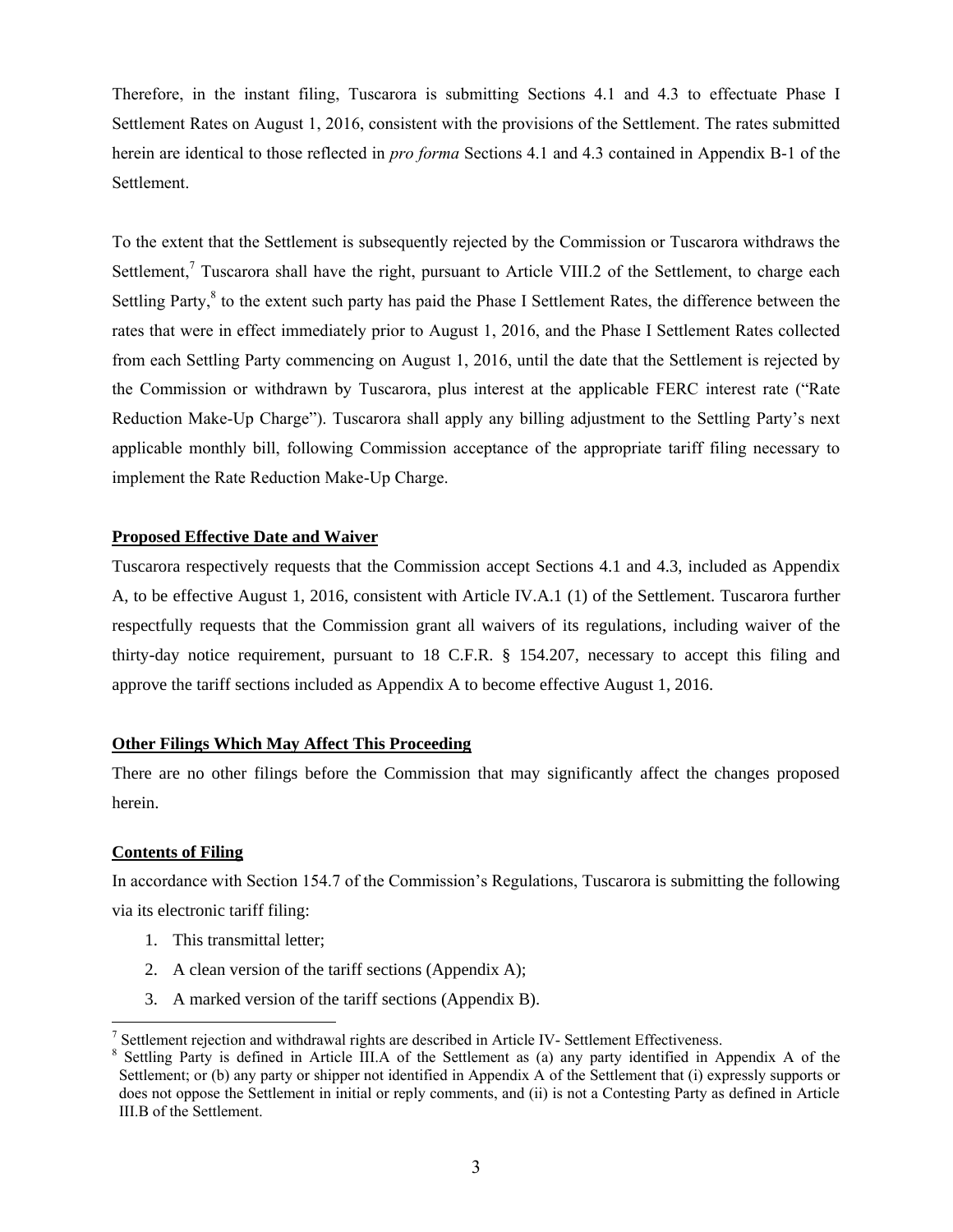Therefore, in the instant filing, Tuscarora is submitting Sections 4.1 and 4.3 to effectuate Phase I Settlement Rates on August 1, 2016, consistent with the provisions of the Settlement. The rates submitted herein are identical to those reflected in *pro forma* Sections 4.1 and 4.3 contained in Appendix B-1 of the Settlement.

To the extent that the Settlement is subsequently rejected by the Commission or Tuscarora withdraws the Settlement,[7] Tuscarora shall have the right, pursuant to Article VIII.2 of the Settlement, to charge each Settling Party,[8] to the extent such party has paid the Phase I Settlement Rates, the difference between the rates that were in effect immediately prior to August 1, 2016, and the Phase I Settlement Rates collected from each Settling Party commencing on August 1, 2016, until the date that the Settlement is rejected by the Commission or withdrawn by Tuscarora, plus interest at the applicable FERC interest rate ("Rate Reduction Make-Up Charge"). Tuscarora shall apply any billing adjustment to the Settling Party's next applicable monthly bill, following Commission acceptance of the appropriate tariff filing necessary to implement the Rate Reduction Make-Up Charge.

**Proposed Effective Date and Waiver**

Tuscarora respectively requests that the Commission accept Sections 4.1 and 4.3, included as Appendix A, to be effective August 1, 2016, consistent with Article IV.A.1 (1) of the Settlement. Tuscarora further respectfully requests that the Commission grant all waivers of its regulations, including waiver of the thirty-day notice requirement, pursuant to 18 C.F.R. § 154.207, necessary to accept this filing and approve the tariff sections included as Appendix A to become effective August 1, 2016.

**Other Filings Which May Affect This Proceeding**

There are no other filings before the Commission that may significantly affect the changes proposed herein.

**Contents of Filing**

In accordance with Section 154.7 of the Commission's Regulations, Tuscarora is submitting the following via its electronic tariff filing:

1. This transmittal letter;
2. A clean version of the tariff sections (Appendix A);
3. A marked version of the tariff sections (Appendix B).

---

[7] Settlement rejection and withdrawal rights are described in Article IV- Settlement Effectiveness.

[8] Settling Party is defined in Article III.A of the Settlement as (a) any party identified in Appendix A of the Settlement; or (b) any party or shipper not identified in Appendix A of the Settlement that (i) expressly supports or does not oppose the Settlement in initial or reply comments, and (ii) is not a Contesting Party as defined in Article III.B of the Settlement.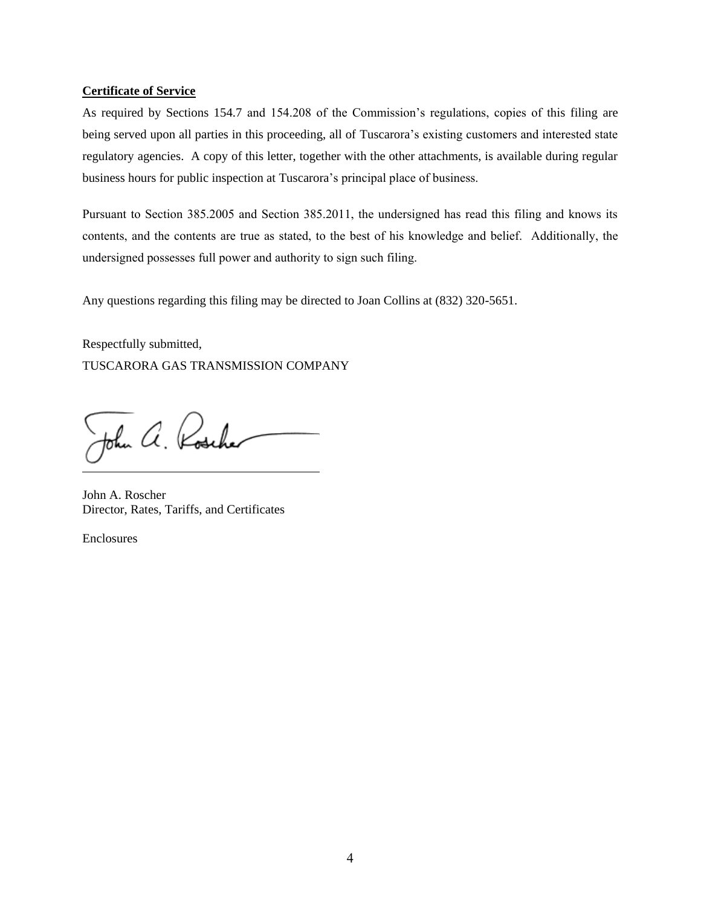**Certificate of Service**

As required by Sections 154.7 and 154.208 of the Commission's regulations, copies of this filing are being served upon all parties in this proceeding, all of Tuscarora's existing customers and interested state regulatory agencies. A copy of this letter, together with the other attachments, is available during regular business hours for public inspection at Tuscarora's principal place of business.

Pursuant to Section 385.2005 and Section 385.2011, the undersigned has read this filing and knows its contents, and the contents are true as stated, to the best of his knowledge and belief. Additionally, the undersigned possesses full power and authority to sign such filing.

Any questions regarding this filing may be directed to Joan Collins at (832) 320-5651.

Respectfully submitted,
TUSCARORA GAS TRANSMISSION COMPANY

John A. Roscher
Director, Rates, Tariffs, and Certificates

Enclosures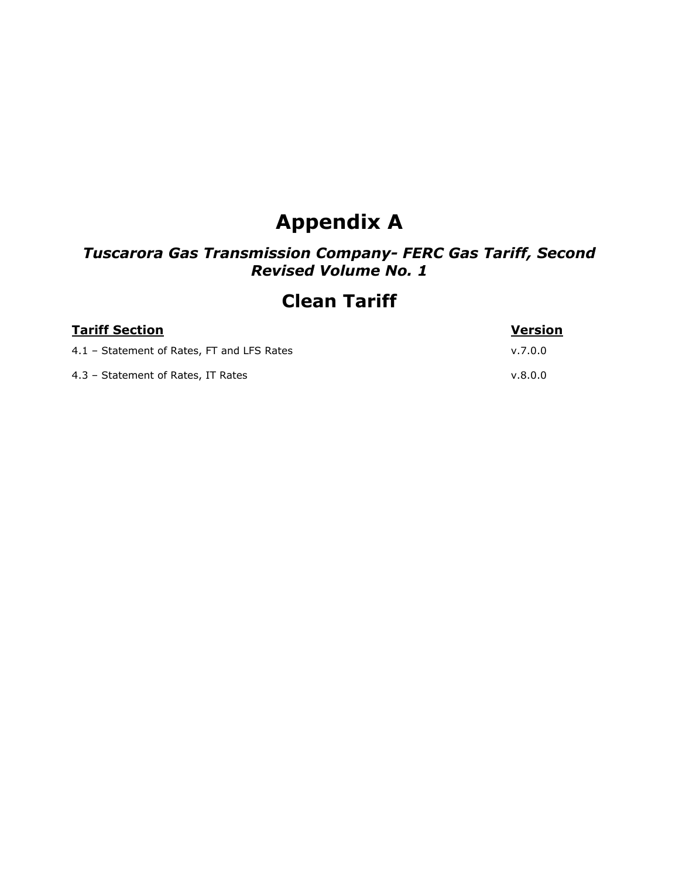# Appendix A

### *Tuscarora Gas Transmission Company- FERC Gas Tariff, Second Revised Volume No. 1*

## Clean Tariff

| Tariff Section | Version |
| --- | --- |
| 4.1 – Statement of Rates, FT and LFS Rates | v.7.0.0 |
| 4.3 – Statement of Rates, IT Rates | v.8.0.0 |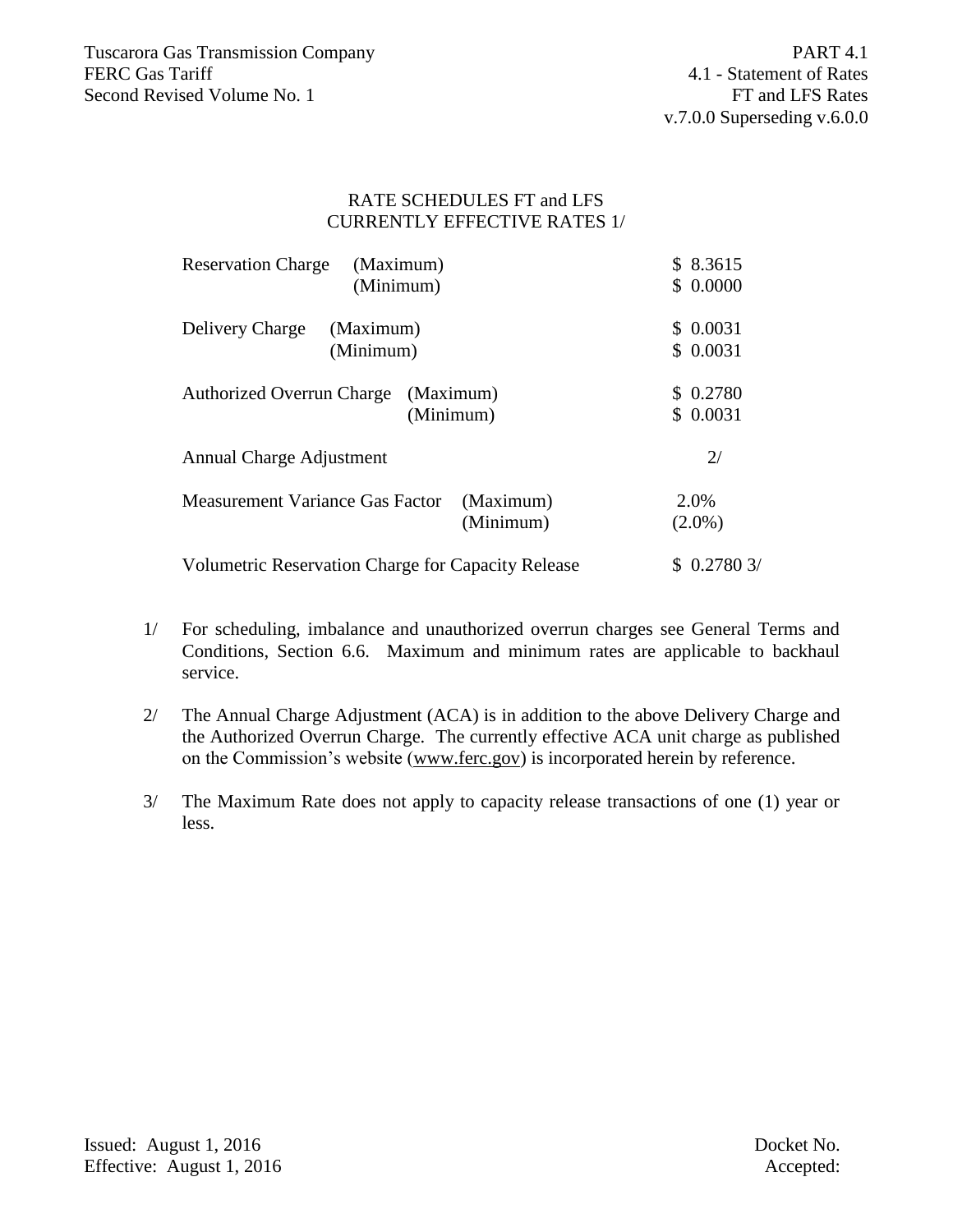Tuscarora Gas Transmission Company
FERC Gas Tariff
Second Revised Volume No. 1

PART 4.1
4.1 - Statement of Rates
FT and LFS Rates
v.7.0.0 Superseding v.6.0.0

## RATE SCHEDULES FT and LFS
## CURRENTLY EFFECTIVE RATES 1/

| Charge | | Rate |
|---|---|---|
| Reservation Charge | (Maximum) | $ 8.3615 |
| | (Minimum) | $ 0.0000 |
| Delivery Charge | (Maximum) | $ 0.0031 |
| | (Minimum) | $ 0.0031 |
| Authorized Overrun Charge | (Maximum) | $ 0.2780 |
| | (Minimum) | $ 0.0031 |
| Annual Charge Adjustment | | 2/ |
| Measurement Variance Gas Factor | (Maximum) | 2.0% |
| | (Minimum) | (2.0%) |
| Volumetric Reservation Charge for Capacity Release | | $ 0.2780 3/ |

1/ For scheduling, imbalance and unauthorized overrun charges see General Terms and Conditions, Section 6.6. Maximum and minimum rates are applicable to backhaul service.

2/ The Annual Charge Adjustment (ACA) is in addition to the above Delivery Charge and the Authorized Overrun Charge. The currently effective ACA unit charge as published on the Commission's website (www.ferc.gov) is incorporated herein by reference.

3/ The Maximum Rate does not apply to capacity release transactions of one (1) year or less.

Issued: August 1, 2016
Effective: August 1, 2016

Docket No.
Accepted: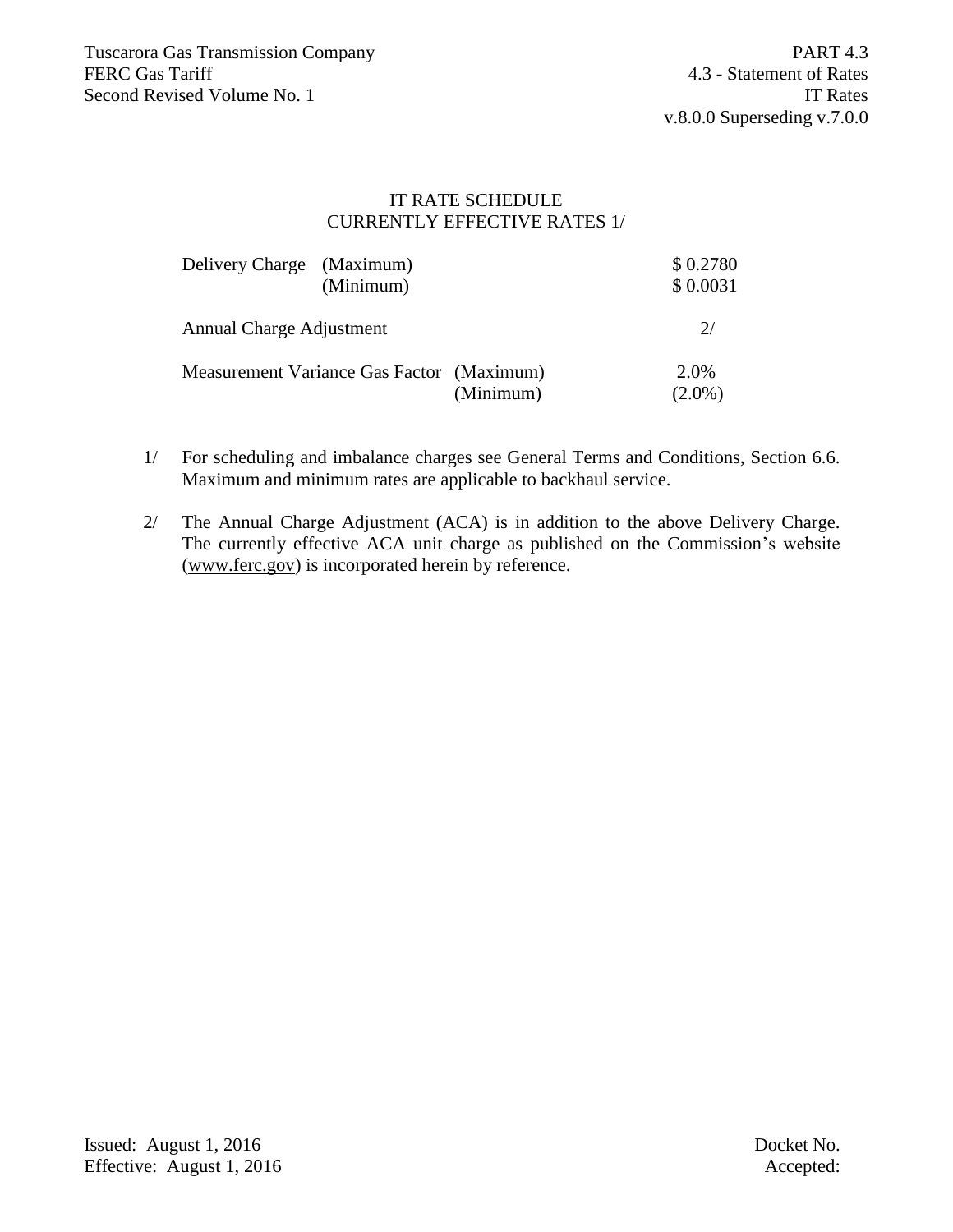# IT RATE SCHEDULE
## CURRENTLY EFFECTIVE RATES 1/

| | | |
|---|---|---|
| Delivery Charge | (Maximum) | $ 0.2780 |
| | (Minimum) | $ 0.0031 |
| Annual Charge Adjustment | | 2/ |
| Measurement Variance Gas Factor | (Maximum) | 2.0% |
| | (Minimum) | (2.0%) |

1/ For scheduling and imbalance charges see General Terms and Conditions, Section 6.6. Maximum and minimum rates are applicable to backhaul service.

2/ The Annual Charge Adjustment (ACA) is in addition to the above Delivery Charge. The currently effective ACA unit charge as published on the Commission's website (www.ferc.gov) is incorporated herein by reference.

Issued: August 1, 2016
Effective: August 1, 2016

Docket No.
Accepted: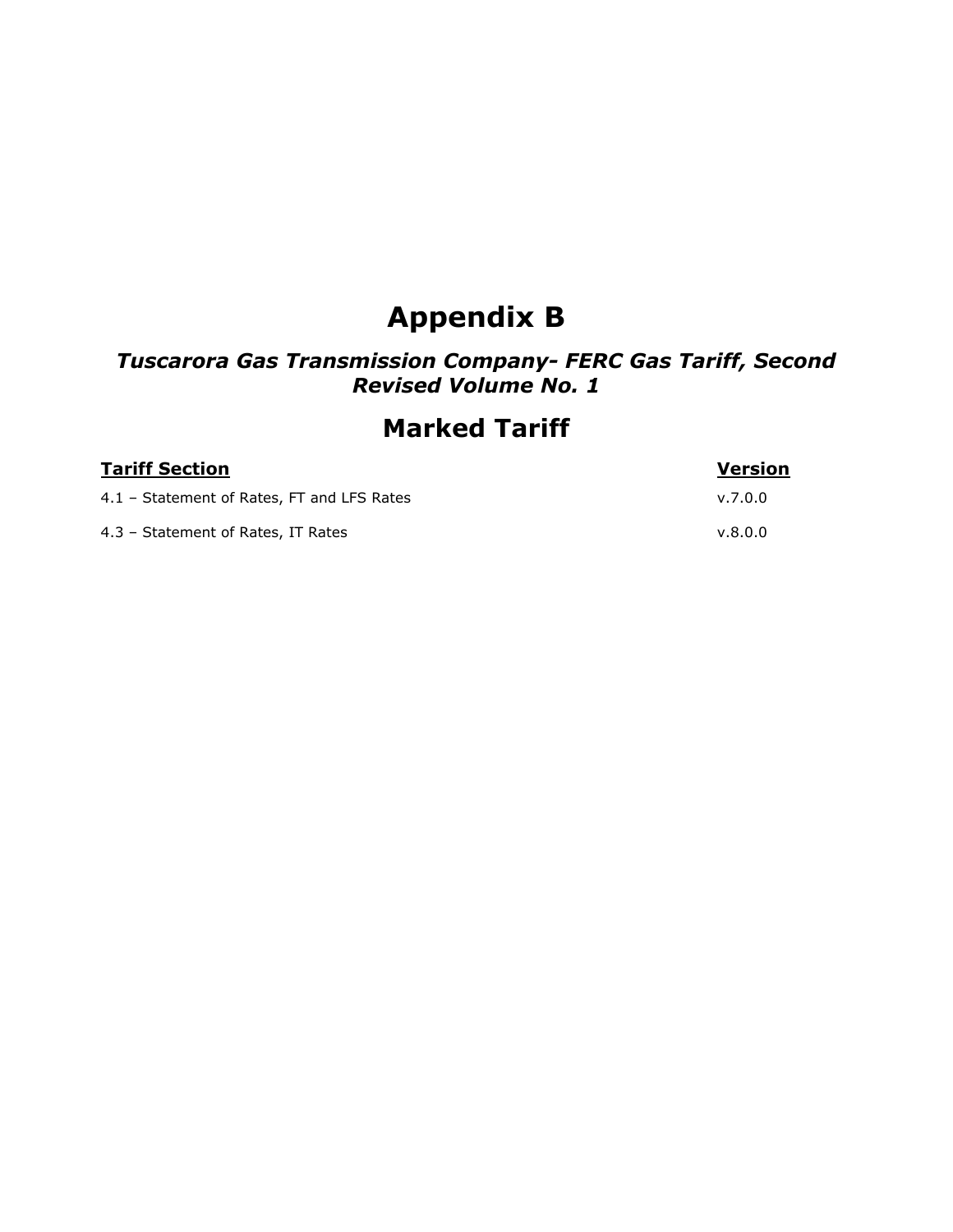# Appendix B

## *Tuscarora Gas Transmission Company- FERC Gas Tariff, Second Revised Volume No. 1*

## Marked Tariff

| **Tariff Section** | **Version** |
|---|---|
| 4.1 – Statement of Rates, FT and LFS Rates | v.7.0.0 |
| 4.3 – Statement of Rates, IT Rates | v.8.0.0 |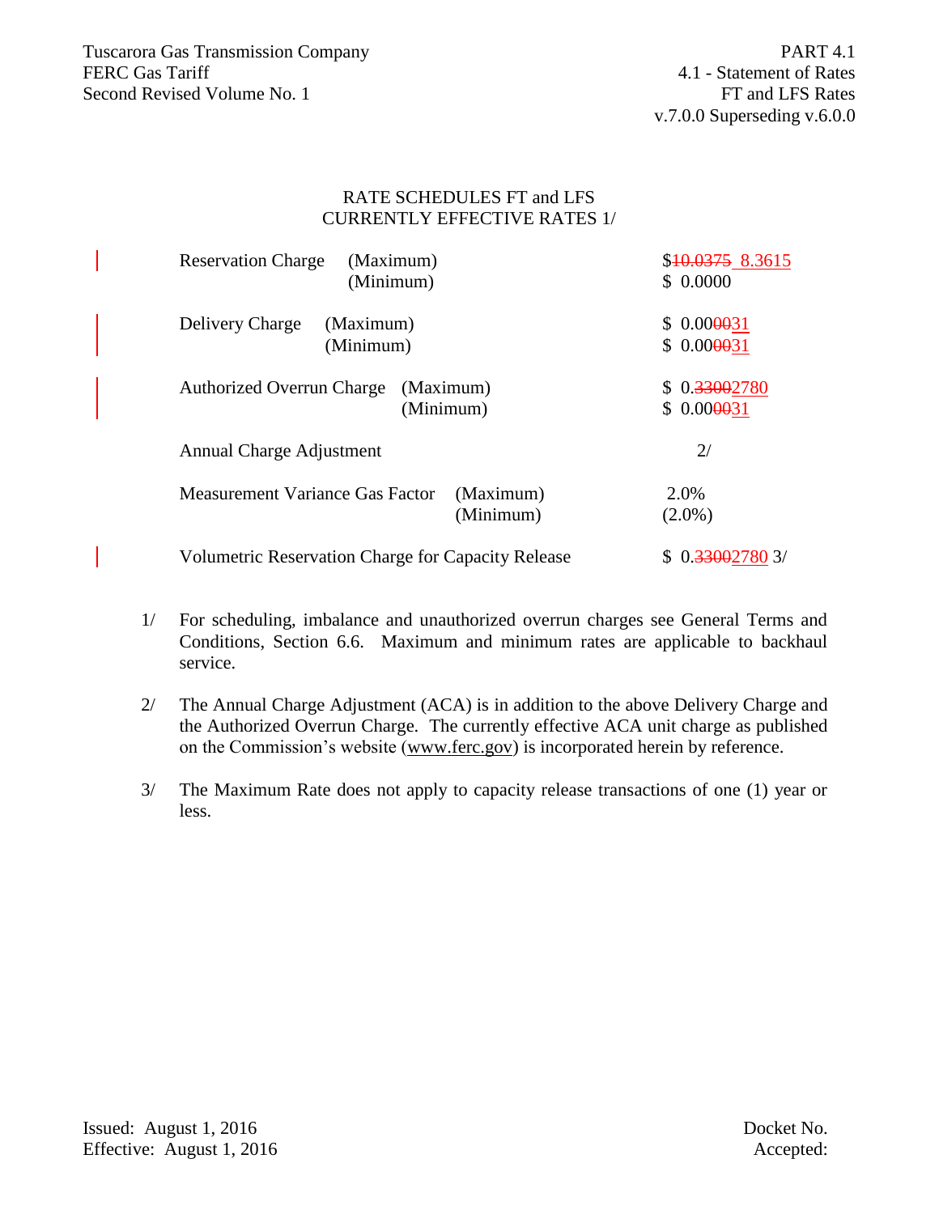## RATE SCHEDULES FT and LFS
## CURRENTLY EFFECTIVE RATES 1/

| Charge | | Rate |
|---|---|---|
| Reservation Charge | (Maximum) | $~~10.0375~~ 8.3615 |
| | (Minimum) | $ 0.0000 |
| Delivery Charge | (Maximum) | $ 0.00~~00~~31 |
| | (Minimum) | $ 0.00~~00~~31 |
| Authorized Overrun Charge | (Maximum) | $ 0.~~3300~~2780 |
| | (Minimum) | $ 0.00~~00~~31 |
| Annual Charge Adjustment | | 2/ |
| Measurement Variance Gas Factor | (Maximum) | 2.0% |
| | (Minimum) | (2.0%) |
| Volumetric Reservation Charge for Capacity Release | | $ 0.~~3300~~2780 3/ |

1/ For scheduling, imbalance and unauthorized overrun charges see General Terms and Conditions, Section 6.6. Maximum and minimum rates are applicable to backhaul service.

2/ The Annual Charge Adjustment (ACA) is in addition to the above Delivery Charge and the Authorized Overrun Charge. The currently effective ACA unit charge as published on the Commission's website (www.ferc.gov) is incorporated herein by reference.

3/ The Maximum Rate does not apply to capacity release transactions of one (1) year or less.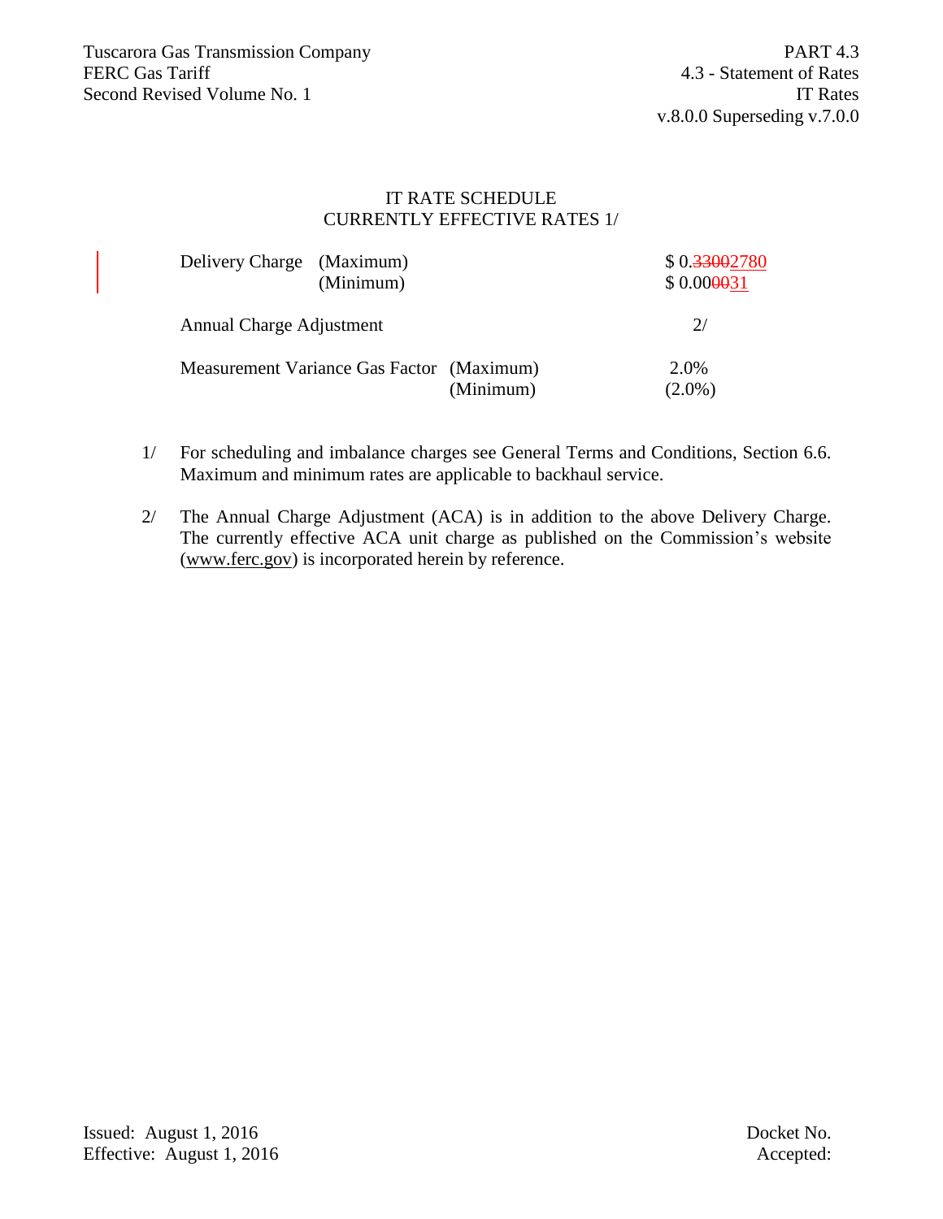## IT RATE SCHEDULE
## CURRENTLY EFFECTIVE RATES 1/

| | | |
|---|---|---|
| Delivery Charge | (Maximum) | $ 0.~~3300~~2780 |
| | (Minimum) | $ 0.00~~00~~31 |
| Annual Charge Adjustment | | 2/ |
| Measurement Variance Gas Factor | (Maximum) | 2.0% |
| | (Minimum) | (2.0%) |

1/ For scheduling and imbalance charges see General Terms and Conditions, Section 6.6. Maximum and minimum rates are applicable to backhaul service.

2/ The Annual Charge Adjustment (ACA) is in addition to the above Delivery Charge. The currently effective ACA unit charge as published on the Commission's website (www.ferc.gov) is incorporated herein by reference.